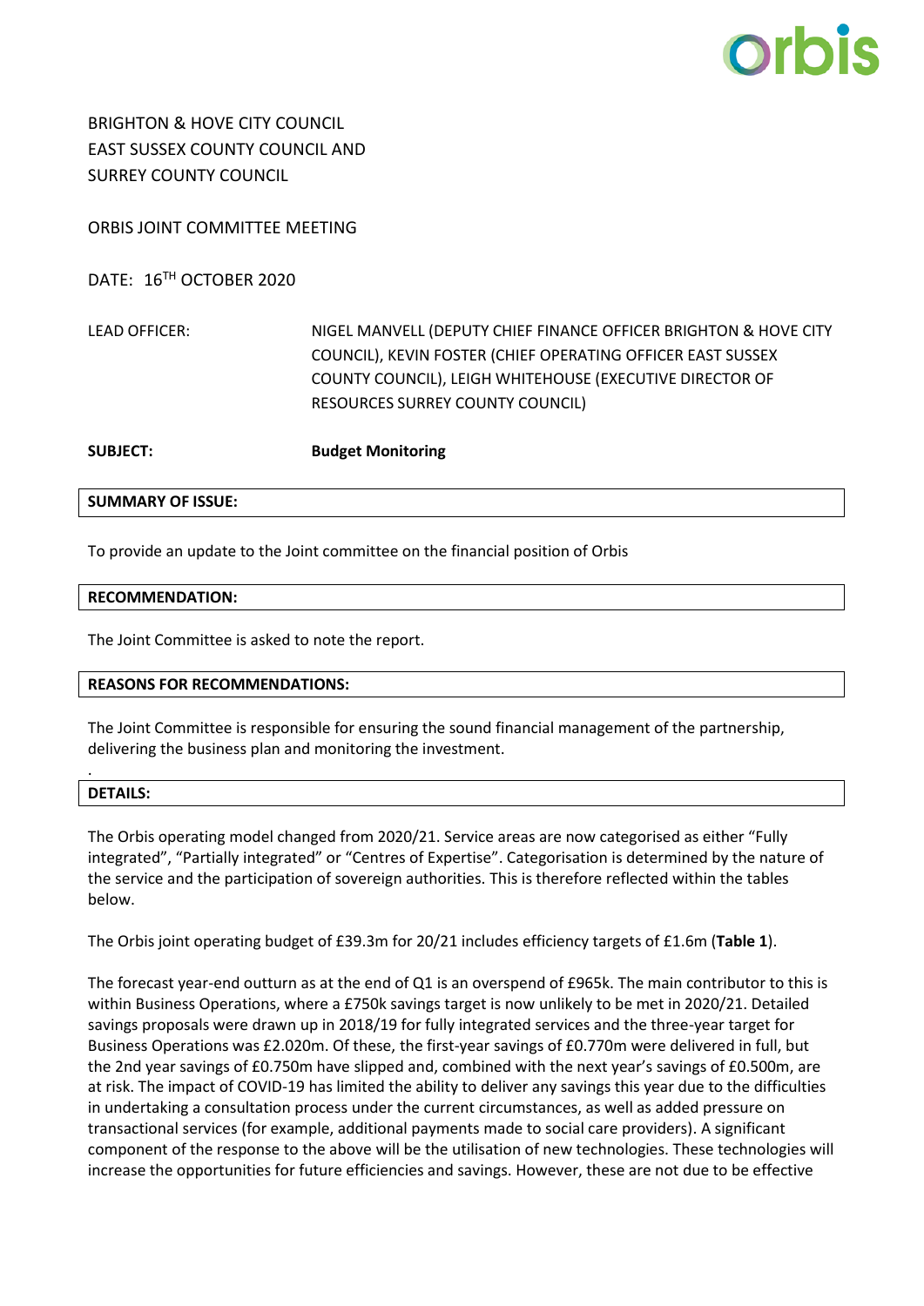BRIGHTON & HOVE CITY COUNCIL
EAST SUSSEX COUNTY COUNCIL AND
SURREY COUNTY COUNCIL

ORBIS JOINT COMMITTEE MEETING

DATE: 16TH OCTOBER 2020

| | |
|---|---|
| LEAD OFFICER: | NIGEL MANVELL (DEPUTY CHIEF FINANCE OFFICER BRIGHTON & HOVE CITY COUNCIL), KEVIN FOSTER (CHIEF OPERATING OFFICER EAST SUSSEX COUNTY COUNCIL), LEIGH WHITEHOUSE (EXECUTIVE DIRECTOR OF RESOURCES SURREY COUNTY COUNCIL) |
| **SUBJECT:** | **Budget Monitoring** |

**SUMMARY OF ISSUE:**

To provide an update to the Joint committee on the financial position of Orbis

**RECOMMENDATION:**

The Joint Committee is asked to note the report.

**REASONS FOR RECOMMENDATIONS:**

The Joint Committee is responsible for ensuring the sound financial management of the partnership, delivering the business plan and monitoring the investment.

**DETAILS:**

The Orbis operating model changed from 2020/21. Service areas are now categorised as either "Fully integrated", "Partially integrated" or "Centres of Expertise". Categorisation is determined by the nature of the service and the participation of sovereign authorities. This is therefore reflected within the tables below.

The Orbis joint operating budget of £39.3m for 20/21 includes efficiency targets of £1.6m (**Table 1**).

The forecast year-end outturn as at the end of Q1 is an overspend of £965k. The main contributor to this is within Business Operations, where a £750k savings target is now unlikely to be met in 2020/21. Detailed savings proposals were drawn up in 2018/19 for fully integrated services and the three-year target for Business Operations was £2.020m. Of these, the first-year savings of £0.770m were delivered in full, but the 2nd year savings of £0.750m have slipped and, combined with the next year's savings of £0.500m, are at risk. The impact of COVID-19 has limited the ability to deliver any savings this year due to the difficulties in undertaking a consultation process under the current circumstances, as well as added pressure on transactional services (for example, additional payments made to social care providers). A significant component of the response to the above will be the utilisation of new technologies. These technologies will increase the opportunities for future efficiencies and savings. However, these are not due to be effective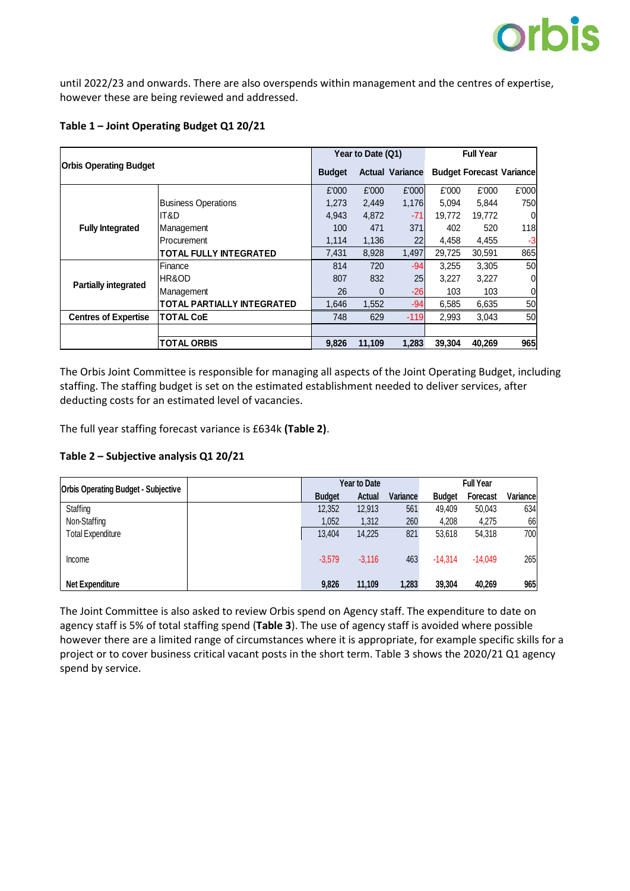until 2022/23 and onwards. There are also overspends within management and the centres of expertise, however these are being reviewed and addressed.

**Table 1 – Joint Operating Budget Q1 20/21**

| Orbis Operating Budget | | Year to Date (Q1) | | | Full Year | | |
|---|---|---|---|---|---|---|---|
| | | Budget | Actual | Variance | Budget | Forecast | Variance |
| | | £'000 | £'000 | £'000 | £'000 | £'000 | £'000 |
| Fully Integrated | Business Operations | 1,273 | 2,449 | 1,176 | 5,094 | 5,844 | 750 |
| | IT&D | 4,943 | 4,872 | -71 | 19,772 | 19,772 | 0 |
| | Management | 100 | 471 | 371 | 402 | 520 | 118 |
| | Procurement | 1,114 | 1,136 | 22 | 4,458 | 4,455 | -3 |
| | **TOTAL FULLY INTEGRATED** | 7,431 | 8,928 | 1,497 | 29,725 | 30,591 | 865 |
| Partially integrated | Finance | 814 | 720 | -94 | 3,255 | 3,305 | 50 |
| | HR&OD | 807 | 832 | 25 | 3,227 | 3,227 | 0 |
| | Management | 26 | 0 | -26 | 103 | 103 | 0 |
| | **TOTAL PARTIALLY INTEGRATED** | 1,646 | 1,552 | -94 | 6,585 | 6,635 | 50 |
| Centres of Expertise | **TOTAL CoE** | 748 | 629 | -119 | 2,993 | 3,043 | 50 |
| | **TOTAL ORBIS** | **9,826** | **11,109** | **1,283** | **39,304** | **40,269** | **965** |

The Orbis Joint Committee is responsible for managing all aspects of the Joint Operating Budget, including staffing. The staffing budget is set on the estimated establishment needed to deliver services, after deducting costs for an estimated level of vacancies.

The full year staffing forecast variance is £634k **(Table 2)**.

**Table 2 – Subjective analysis Q1 20/21**

| Orbis Operating Budget - Subjective | Year to Date | | | Full Year | | |
|---|---|---|---|---|---|---|
| | Budget | Actual | Variance | Budget | Forecast | Variance |
| Staffing | 12,352 | 12,913 | 561 | 49,409 | 50,043 | 634 |
| Non-Staffing | 1,052 | 1,312 | 260 | 4,208 | 4,275 | 66 |
| Total Expenditure | 13,404 | 14,225 | 821 | 53,618 | 54,318 | 700 |
| Income | -3,579 | -3,116 | 463 | -14,314 | -14,049 | 265 |
| **Net Expenditure** | **9,826** | **11,109** | **1,283** | **39,304** | **40,269** | **965** |

The Joint Committee is also asked to review Orbis spend on Agency staff. The expenditure to date on agency staff is 5% of total staffing spend (**Table 3**). The use of agency staff is avoided where possible however there are a limited range of circumstances where it is appropriate, for example specific skills for a project or to cover business critical vacant posts in the short term. Table 3 shows the 2020/21 Q1 agency spend by service.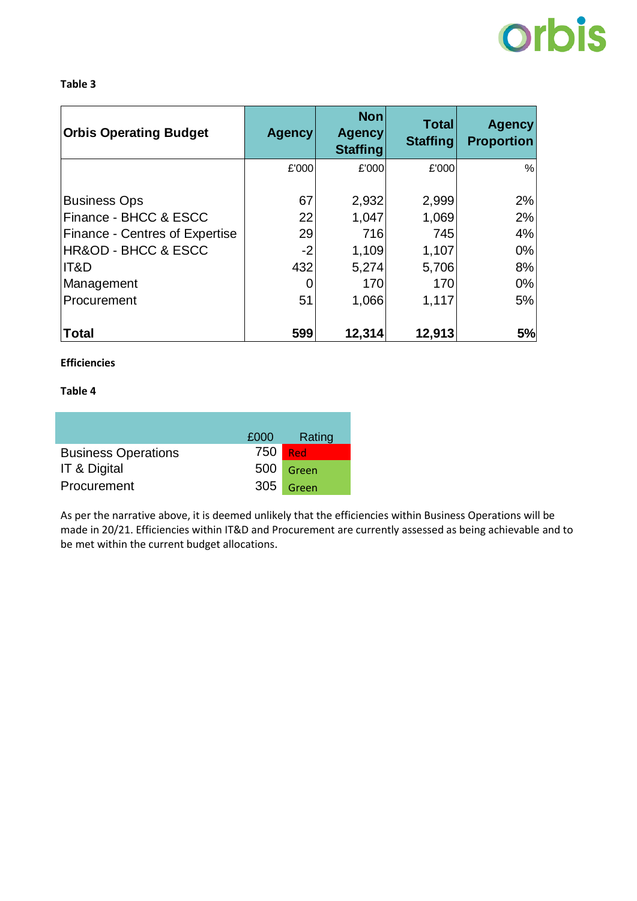**Table 3**

| Orbis Operating Budget | Agency | Non Agency Staffing | Total Staffing | Agency Proportion |
|---|---|---|---|---|
| | £'000 | £'000 | £'000 | % |
| Business Ops | 67 | 2,932 | 2,999 | 2% |
| Finance - BHCC & ESCC | 22 | 1,047 | 1,069 | 2% |
| Finance - Centres of Expertise | 29 | 716 | 745 | 4% |
| HR&OD - BHCC & ESCC | -2 | 1,109 | 1,107 | 0% |
| IT&D | 432 | 5,274 | 5,706 | 8% |
| Management | 0 | 170 | 170 | 0% |
| Procurement | 51 | 1,066 | 1,117 | 5% |
| **Total** | **599** | **12,314** | **12,913** | **5%** |

**Efficiencies**

**Table 4**

| | £000 | Rating |
|---|---|---|
| Business Operations | 750 | Red |
| IT & Digital | 500 | Green |
| Procurement | 305 | Green |

As per the narrative above, it is deemed unlikely that the efficiencies within Business Operations will be made in 20/21. Efficiencies within IT&D and Procurement are currently assessed as being achievable and to be met within the current budget allocations.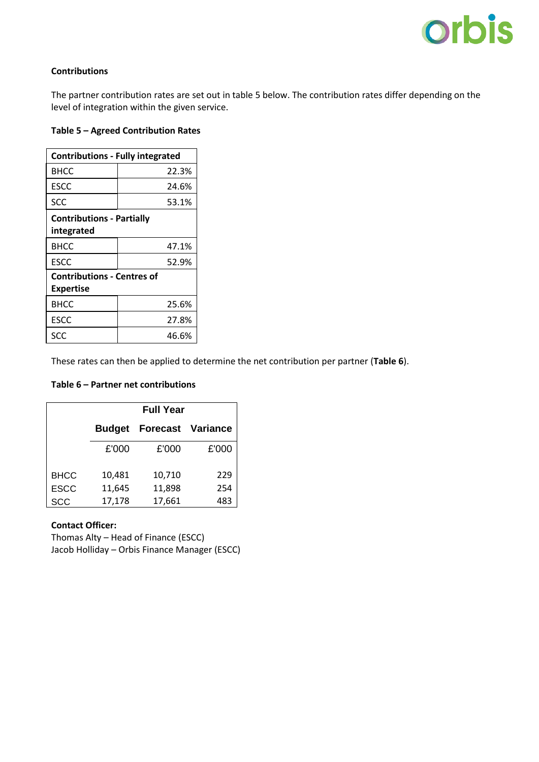**Contributions**

The partner contribution rates are set out in table 5 below. The contribution rates differ depending on the level of integration within the given service.

**Table 5 – Agreed Contribution Rates**

| **Contributions - Fully integrated** | |
|---|---|
| BHCC | 22.3% |
| ESCC | 24.6% |
| SCC | 53.1% |
| **Contributions - Partially integrated** | |
| BHCC | 47.1% |
| ESCC | 52.9% |
| **Contributions - Centres of Expertise** | |
| BHCC | 25.6% |
| ESCC | 27.8% |
| SCC | 46.6% |

These rates can then be applied to determine the net contribution per partner (**Table 6**).

**Table 6 – Partner net contributions**

| | **Full Year** | | |
|---|---|---|---|
| | **Budget** | **Forecast** | **Variance** |
| | £'000 | £'000 | £'000 |
| BHCC | 10,481 | 10,710 | 229 |
| ESCC | 11,645 | 11,898 | 254 |
| SCC | 17,178 | 17,661 | 483 |

**Contact Officer:**
Thomas Alty – Head of Finance (ESCC)
Jacob Holliday – Orbis Finance Manager (ESCC)